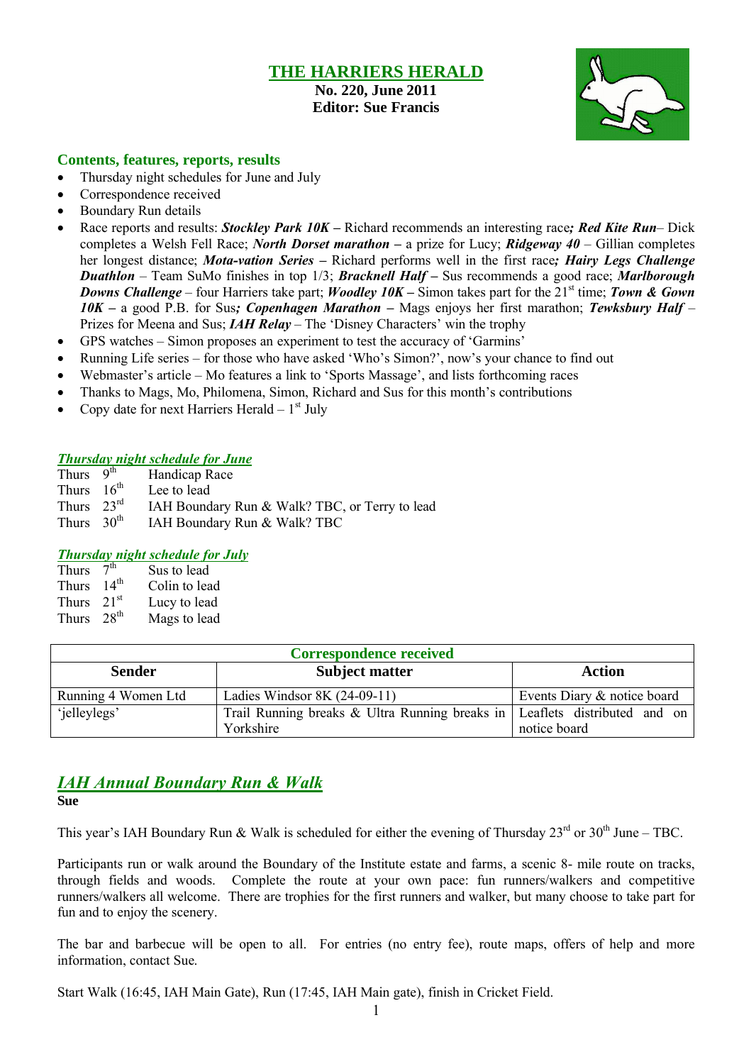# THE HARRIERS HERALD

**No. 220, June 2011**
**Editor: Sue Francis**

## Contents, features, reports, results

- Thursday night schedules for June and July
- Correspondence received
- Boundary Run details
- Race reports and results: ***Stockley Park 10K –*** Richard recommends an interesting race***; Red Kite Run***– Dick completes a Welsh Fell Race; ***North Dorset marathon –*** a prize for Lucy; ***Ridgeway 40*** – Gillian completes her longest distance; ***Mota-vation Series –*** Richard performs well in the first race***; Hairy Legs Challenge Duathlon*** – Team SuMo finishes in top 1/3; ***Bracknell Half –*** Sus recommends a good race; ***Marlborough Downs Challenge*** – four Harriers take part; ***Woodley 10K –*** Simon takes part for the 21st time; ***Town & Gown 10K –*** a good P.B. for Sus***; Copenhagen Marathon –*** Mags enjoys her first marathon; ***Tewksbury Half*** – Prizes for Meena and Sus; ***IAH Relay*** – The 'Disney Characters' win the trophy
- GPS watches – Simon proposes an experiment to test the accuracy of 'Garmins'
- Running Life series – for those who have asked 'Who's Simon?', now's your chance to find out
- Webmaster's article – Mo features a link to 'Sports Massage', and lists forthcoming races
- Thanks to Mags, Mo, Philomena, Simon, Richard and Sus for this month's contributions
- Copy date for next Harriers Herald – 1st July

### *Thursday night schedule for June*

| | |
|---|---|
| Thurs 9th | Handicap Race |
| Thurs 16th | Lee to lead |
| Thurs 23rd | IAH Boundary Run & Walk? TBC, or Terry to lead |
| Thurs 30th | IAH Boundary Run & Walk? TBC |

### *Thursday night schedule for July*

| | |
|---|---|
| Thurs 7th | Sus to lead |
| Thurs 14th | Colin to lead |
| Thurs 21st | Lucy to lead |
| Thurs 28th | Mags to lead |

**Correspondence received**

| Sender | Subject matter | Action |
|---|---|---|
| Running 4 Women Ltd | Ladies Windsor 8K (24-09-11) | Events Diary & notice board |
| 'jelleylegs' | Trail Running breaks & Ultra Running breaks in Yorkshire | Leaflets distributed and on notice board |

## *IAH Annual Boundary Run & Walk*

**Sue**

This year's IAH Boundary Run & Walk is scheduled for either the evening of Thursday 23rd or 30th June – TBC.

Participants run or walk around the Boundary of the Institute estate and farms, a scenic 8- mile route on tracks, through fields and woods. Complete the route at your own pace: fun runners/walkers and competitive runners/walkers all welcome. There are trophies for the first runners and walker, but many choose to take part for fun and to enjoy the scenery.

The bar and barbecue will be open to all. For entries (no entry fee), route maps, offers of help and more information, contact Sue.

Start Walk (16:45, IAH Main Gate), Run (17:45, IAH Main gate), finish in Cricket Field.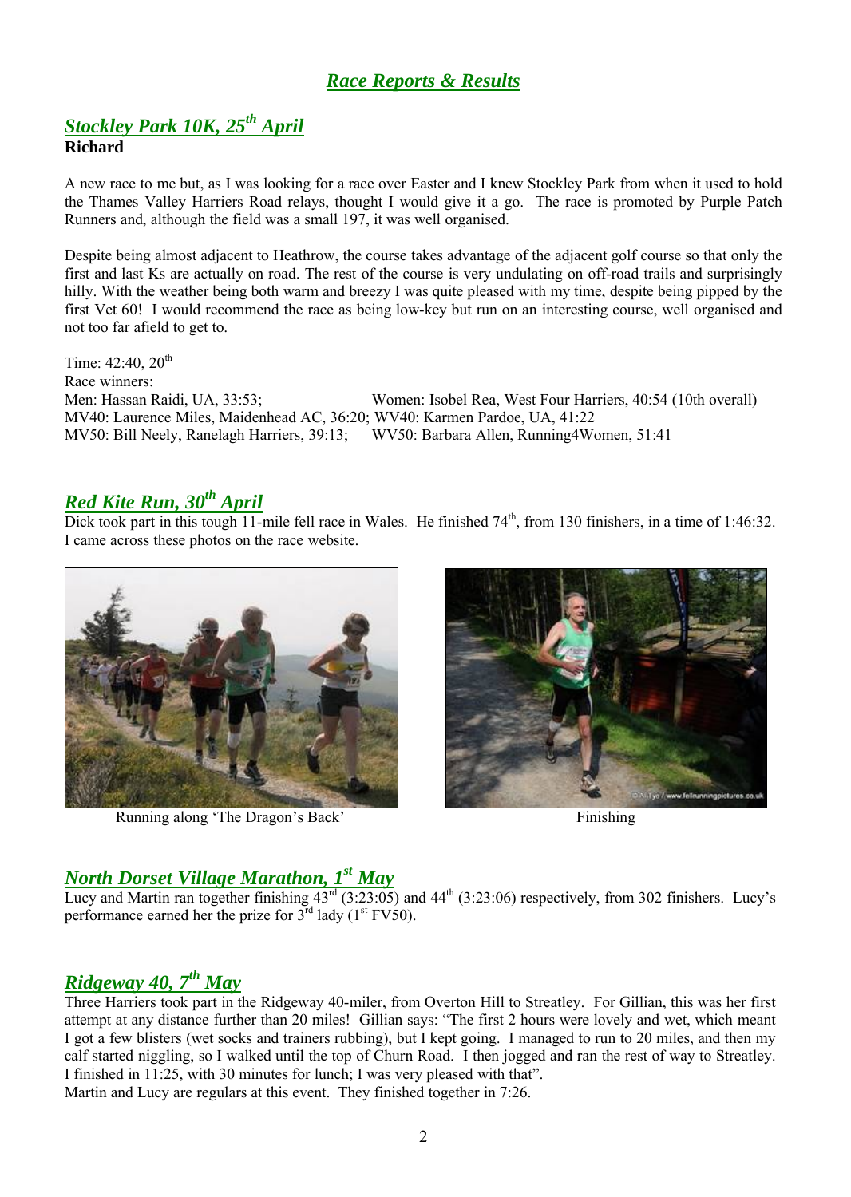## *Race Reports & Results*

### *Stockley Park 10K, 25th April*

**Richard**

A new race to me but, as I was looking for a race over Easter and I knew Stockley Park from when it used to hold the Thames Valley Harriers Road relays, thought I would give it a go. The race is promoted by Purple Patch Runners and, although the field was a small 197, it was well organised.

Despite being almost adjacent to Heathrow, the course takes advantage of the adjacent golf course so that only the first and last Ks are actually on road. The rest of the course is very undulating on off-road trails and surprisingly hilly. With the weather being both warm and breezy I was quite pleased with my time, despite being pipped by the first Vet 60! I would recommend the race as being low-key but run on an interesting course, well organised and not too far afield to get to.

Time: 42:40, 20th
Race winners:
Men: Hassan Raidi, UA, 33:53; Women: Isobel Rea, West Four Harriers, 40:54 (10th overall)
MV40: Laurence Miles, Maidenhead AC, 36:20; WV40: Karmen Pardoe, UA, 41:22
MV50: Bill Neely, Ranelagh Harriers, 39:13; WV50: Barbara Allen, Running4Women, 51:41

### *Red Kite Run, 30th April*

Dick took part in this tough 11-mile fell race in Wales. He finished 74th, from 130 finishers, in a time of 1:46:32. I came across these photos on the race website.

Running along 'The Dragon's Back'

Finishing

### *North Dorset Village Marathon, 1st May*

Lucy and Martin ran together finishing 43rd (3:23:05) and 44th (3:23:06) respectively, from 302 finishers. Lucy's performance earned her the prize for 3rd lady (1st FV50).

### *Ridgeway 40, 7th May*

Three Harriers took part in the Ridgeway 40-miler, from Overton Hill to Streatley. For Gillian, this was her first attempt at any distance further than 20 miles! Gillian says: "The first 2 hours were lovely and wet, which meant I got a few blisters (wet socks and trainers rubbing), but I kept going. I managed to run to 20 miles, and then my calf started niggling, so I walked until the top of Churn Road. I then jogged and ran the rest of way to Streatley. I finished in 11:25, with 30 minutes for lunch; I was very pleased with that".
Martin and Lucy are regulars at this event. They finished together in 7:26.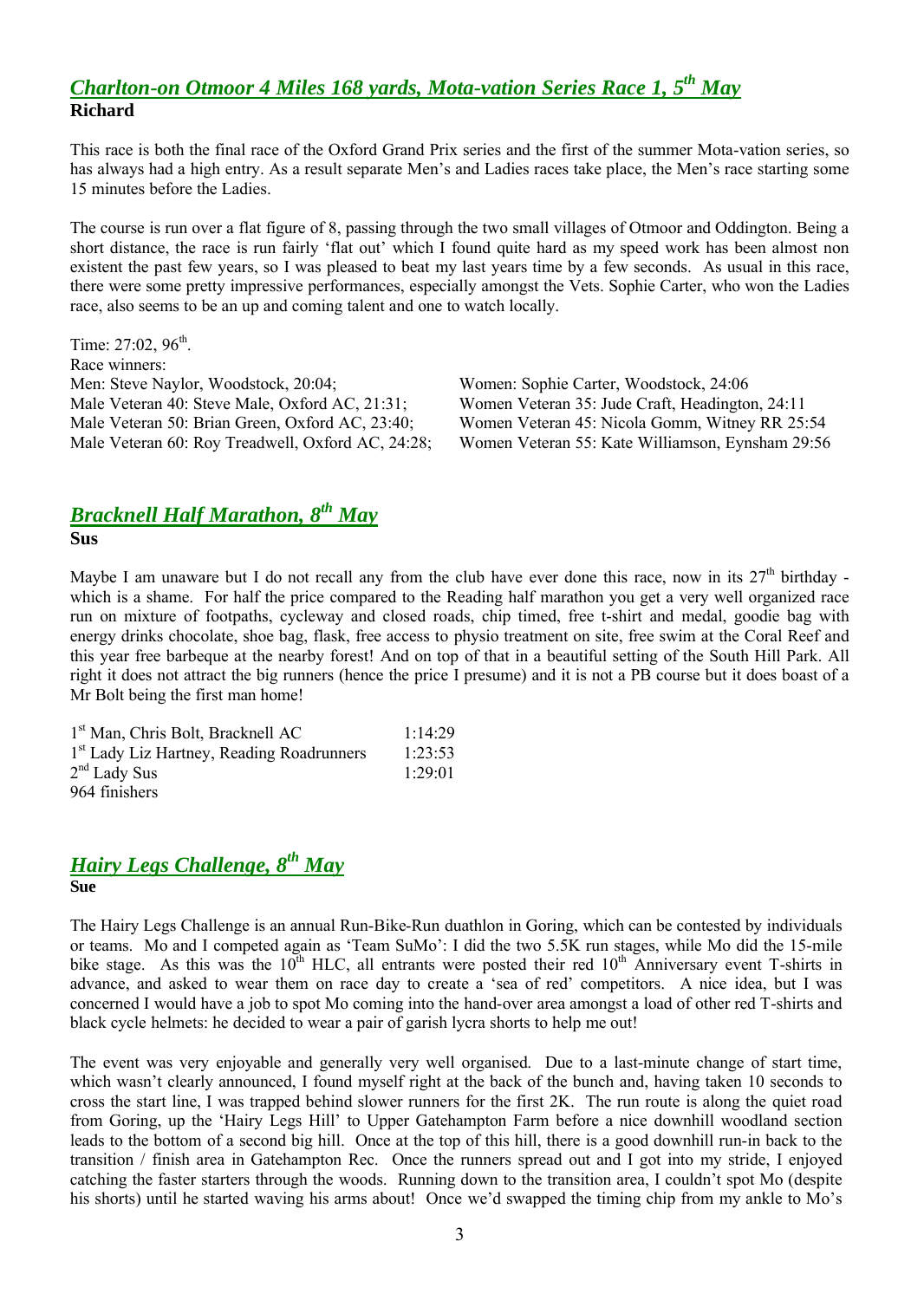## *Charlton-on Otmoor 4 Miles 168 yards, Mota-vation Series Race 1, 5th May*

**Richard**

This race is both the final race of the Oxford Grand Prix series and the first of the summer Mota-vation series, so has always had a high entry. As a result separate Men's and Ladies races take place, the Men's race starting some 15 minutes before the Ladies.

The course is run over a flat figure of 8, passing through the two small villages of Otmoor and Oddington. Being a short distance, the race is run fairly 'flat out' which I found quite hard as my speed work has been almost non existent the past few years, so I was pleased to beat my last years time by a few seconds. As usual in this race, there were some pretty impressive performances, especially amongst the Vets. Sophie Carter, who won the Ladies race, also seems to be an up and coming talent and one to watch locally.

Time: 27:02, 96th.
Race winners:

| | |
|---|---|
| Men: Steve Naylor, Woodstock, 20:04; | Women: Sophie Carter, Woodstock, 24:06 |
| Male Veteran 40: Steve Male, Oxford AC, 21:31; | Women Veteran 35: Jude Craft, Headington, 24:11 |
| Male Veteran 50: Brian Green, Oxford AC, 23:40; | Women Veteran 45: Nicola Gomm, Witney RR 25:54 |
| Male Veteran 60: Roy Treadwell, Oxford AC, 24:28; | Women Veteran 55: Kate Williamson, Eynsham 29:56 |

## *Bracknell Half Marathon, 8th May*

**Sus**

Maybe I am unaware but I do not recall any from the club have ever done this race, now in its 27th birthday - which is a shame. For half the price compared to the Reading half marathon you get a very well organized race run on mixture of footpaths, cycleway and closed roads, chip timed, free t-shirt and medal, goodie bag with energy drinks chocolate, shoe bag, flask, free access to physio treatment on site, free swim at the Coral Reef and this year free barbeque at the nearby forest! And on top of that in a beautiful setting of the South Hill Park. All right it does not attract the big runners (hence the price I presume) and it is not a PB course but it does boast of a Mr Bolt being the first man home!

| | |
|---|---|
| 1st Man, Chris Bolt, Bracknell AC | 1:14:29 |
| 1st Lady Liz Hartney, Reading Roadrunners | 1:23:53 |
| 2nd Lady Sus | 1:29:01 |

964 finishers

## *Hairy Legs Challenge, 8th May*

**Sue**

The Hairy Legs Challenge is an annual Run-Bike-Run duathlon in Goring, which can be contested by individuals or teams. Mo and I competed again as 'Team SuMo': I did the two 5.5K run stages, while Mo did the 15-mile bike stage. As this was the 10th HLC, all entrants were posted their red 10th Anniversary event T-shirts in advance, and asked to wear them on race day to create a 'sea of red' competitors. A nice idea, but I was concerned I would have a job to spot Mo coming into the hand-over area amongst a load of other red T-shirts and black cycle helmets: he decided to wear a pair of garish lycra shorts to help me out!

The event was very enjoyable and generally very well organised. Due to a last-minute change of start time, which wasn't clearly announced, I found myself right at the back of the bunch and, having taken 10 seconds to cross the start line, I was trapped behind slower runners for the first 2K. The run route is along the quiet road from Goring, up the 'Hairy Legs Hill' to Upper Gatehampton Farm before a nice downhill woodland section leads to the bottom of a second big hill. Once at the top of this hill, there is a good downhill run-in back to the transition / finish area in Gatehampton Rec. Once the runners spread out and I got into my stride, I enjoyed catching the faster starters through the woods. Running down to the transition area, I couldn't spot Mo (despite his shorts) until he started waving his arms about! Once we'd swapped the timing chip from my ankle to Mo's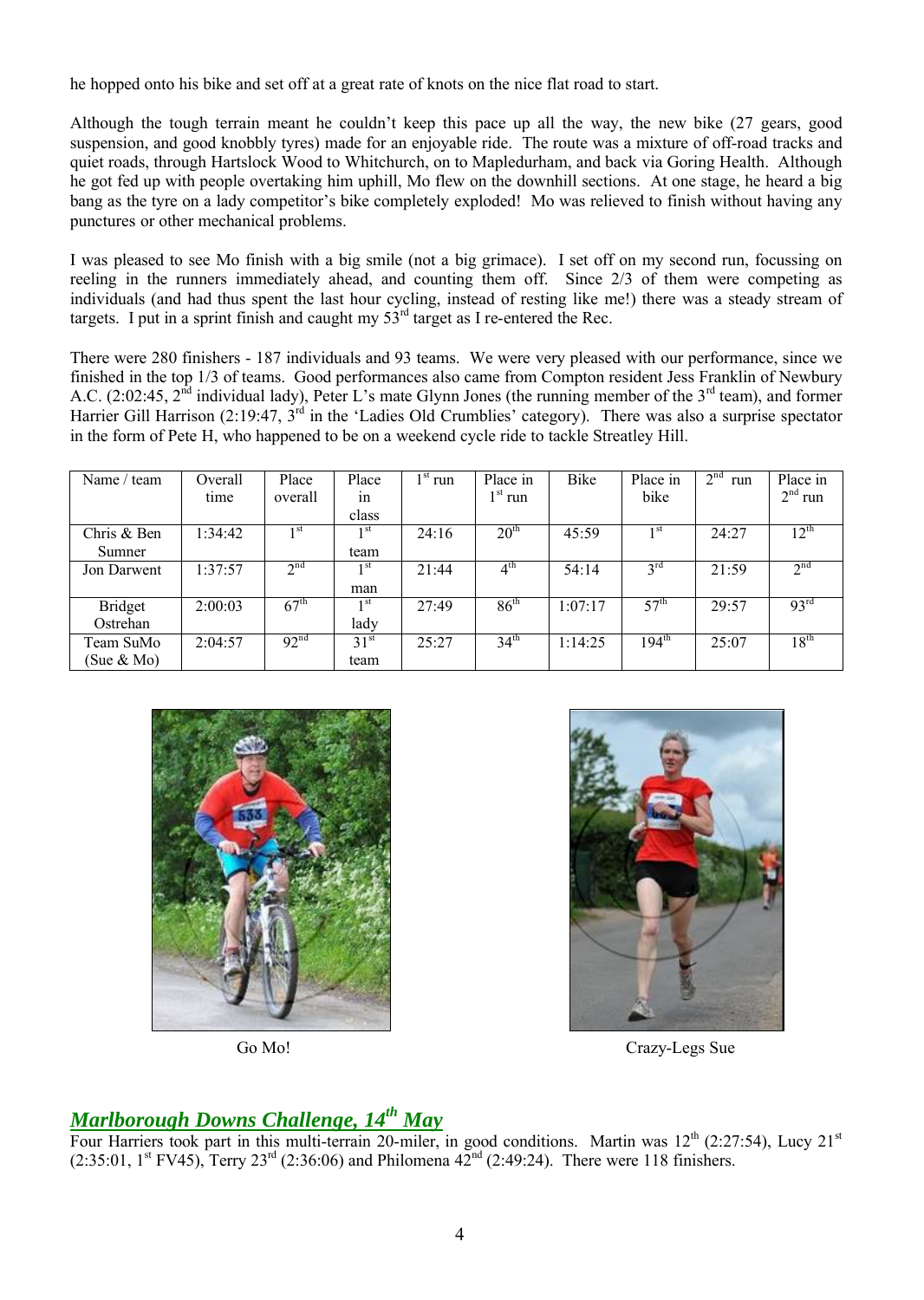he hopped onto his bike and set off at a great rate of knots on the nice flat road to start.

Although the tough terrain meant he couldn't keep this pace up all the way, the new bike (27 gears, good suspension, and good knobbly tyres) made for an enjoyable ride. The route was a mixture of off-road tracks and quiet roads, through Hartslock Wood to Whitchurch, on to Mapledurham, and back via Goring Health. Although he got fed up with people overtaking him uphill, Mo flew on the downhill sections. At one stage, he heard a big bang as the tyre on a lady competitor's bike completely exploded! Mo was relieved to finish without having any punctures or other mechanical problems.

I was pleased to see Mo finish with a big smile (not a big grimace). I set off on my second run, focussing on reeling in the runners immediately ahead, and counting them off. Since 2/3 of them were competing as individuals (and had thus spent the last hour cycling, instead of resting like me!) there was a steady stream of targets. I put in a sprint finish and caught my 53rd target as I re-entered the Rec.

There were 280 finishers - 187 individuals and 93 teams. We were very pleased with our performance, since we finished in the top 1/3 of teams. Good performances also came from Compton resident Jess Franklin of Newbury A.C. (2:02:45, 2nd individual lady), Peter L's mate Glynn Jones (the running member of the 3rd team), and former Harrier Gill Harrison (2:19:47, 3rd in the 'Ladies Old Crumblies' category). There was also a surprise spectator in the form of Pete H, who happened to be on a weekend cycle ride to tackle Streatley Hill.

| Name / team | Overall time | Place overall | Place in class | 1st run | Place in 1st run | Bike | Place in bike | 2nd run | Place in 2nd run |
|---|---|---|---|---|---|---|---|---|---|
| Chris & Ben Sumner | 1:34:42 | 1st | 1st team | 24:16 | 20th | 45:59 | 1st | 24:27 | 12th |
| Jon Darwent | 1:37:57 | 2nd | 1st man | 21:44 | 4th | 54:14 | 3rd | 21:59 | 2nd |
| Bridget Ostrehan | 2:00:03 | 67th | 1st lady | 27:49 | 86th | 1:07:17 | 57th | 29:57 | 93rd |
| Team SuMo (Sue & Mo) | 2:04:57 | 92nd | 31st team | 25:27 | 34th | 1:14:25 | 194th | 25:07 | 18th |

Go Mo!

Crazy-Legs Sue

## *Marlborough Downs Challenge, 14th May*

Four Harriers took part in this multi-terrain 20-miler, in good conditions. Martin was 12th (2:27:54), Lucy 21st (2:35:01, 1st FV45), Terry 23rd (2:36:06) and Philomena 42nd (2:49:24). There were 118 finishers.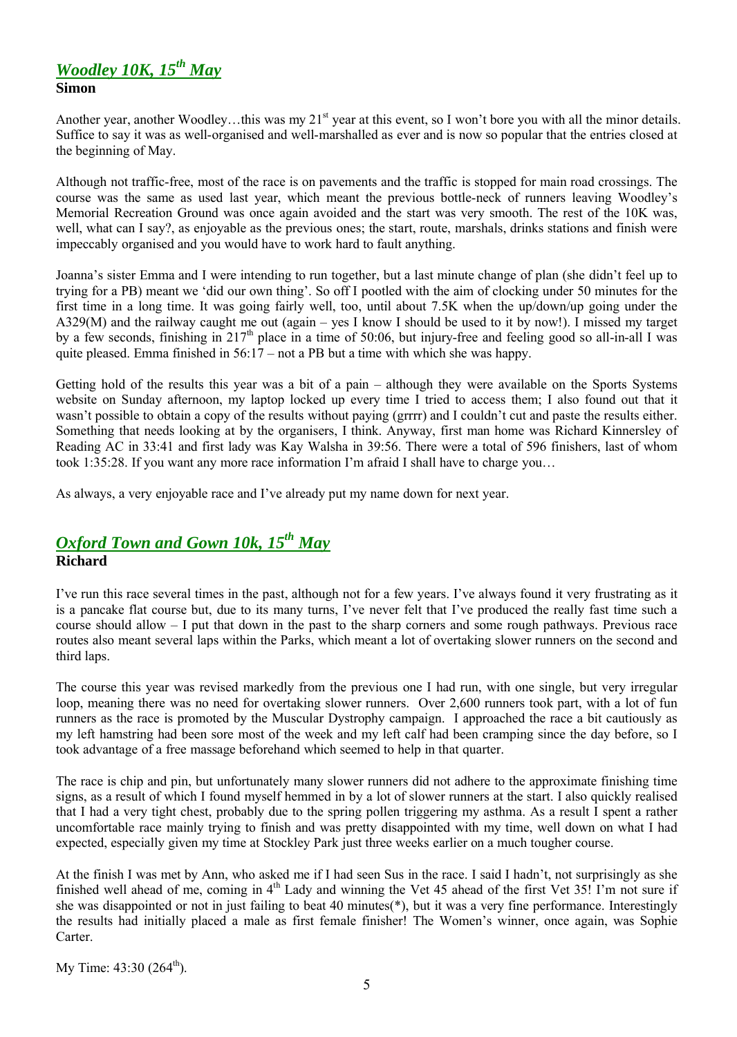## *Woodley 10K, 15th May*

**Simon**

Another year, another Woodley…this was my 21st year at this event, so I won't bore you with all the minor details. Suffice to say it was as well-organised and well-marshalled as ever and is now so popular that the entries closed at the beginning of May.

Although not traffic-free, most of the race is on pavements and the traffic is stopped for main road crossings. The course was the same as used last year, which meant the previous bottle-neck of runners leaving Woodley's Memorial Recreation Ground was once again avoided and the start was very smooth. The rest of the 10K was, well, what can I say?, as enjoyable as the previous ones; the start, route, marshals, drinks stations and finish were impeccably organised and you would have to work hard to fault anything.

Joanna's sister Emma and I were intending to run together, but a last minute change of plan (she didn't feel up to trying for a PB) meant we 'did our own thing'. So off I pootled with the aim of clocking under 50 minutes for the first time in a long time. It was going fairly well, too, until about 7.5K when the up/down/up going under the A329(M) and the railway caught me out (again – yes I know I should be used to it by now!). I missed my target by a few seconds, finishing in 217th place in a time of 50:06, but injury-free and feeling good so all-in-all I was quite pleased. Emma finished in 56:17 – not a PB but a time with which she was happy.

Getting hold of the results this year was a bit of a pain – although they were available on the Sports Systems website on Sunday afternoon, my laptop locked up every time I tried to access them; I also found out that it wasn't possible to obtain a copy of the results without paying (grrrr) and I couldn't cut and paste the results either. Something that needs looking at by the organisers, I think. Anyway, first man home was Richard Kinnersley of Reading AC in 33:41 and first lady was Kay Walsha in 39:56. There were a total of 596 finishers, last of whom took 1:35:28. If you want any more race information I'm afraid I shall have to charge you…

As always, a very enjoyable race and I've already put my name down for next year.

## *Oxford Town and Gown 10k, 15th May*

**Richard**

I've run this race several times in the past, although not for a few years. I've always found it very frustrating as it is a pancake flat course but, due to its many turns, I've never felt that I've produced the really fast time such a course should allow – I put that down in the past to the sharp corners and some rough pathways. Previous race routes also meant several laps within the Parks, which meant a lot of overtaking slower runners on the second and third laps.

The course this year was revised markedly from the previous one I had run, with one single, but very irregular loop, meaning there was no need for overtaking slower runners. Over 2,600 runners took part, with a lot of fun runners as the race is promoted by the Muscular Dystrophy campaign. I approached the race a bit cautiously as my left hamstring had been sore most of the week and my left calf had been cramping since the day before, so I took advantage of a free massage beforehand which seemed to help in that quarter.

The race is chip and pin, but unfortunately many slower runners did not adhere to the approximate finishing time signs, as a result of which I found myself hemmed in by a lot of slower runners at the start. I also quickly realised that I had a very tight chest, probably due to the spring pollen triggering my asthma. As a result I spent a rather uncomfortable race mainly trying to finish and was pretty disappointed with my time, well down on what I had expected, especially given my time at Stockley Park just three weeks earlier on a much tougher course.

At the finish I was met by Ann, who asked me if I had seen Sus in the race. I said I hadn't, not surprisingly as she finished well ahead of me, coming in 4th Lady and winning the Vet 45 ahead of the first Vet 35! I'm not sure if she was disappointed or not in just failing to beat 40 minutes(*), but it was a very fine performance. Interestingly the results had initially placed a male as first female finisher! The Women's winner, once again, was Sophie Carter.

My Time: 43:30 (264th).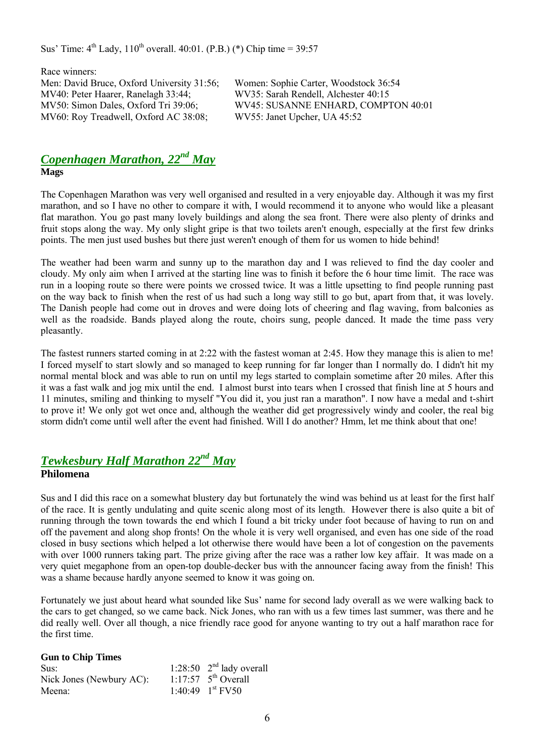Sus' Time: 4th Lady, 110th overall. 40:01. (P.B.) (*) Chip time = 39:57

Race winners:

| Men | Women |
|---|---|
| Men: David Bruce, Oxford University 31:56; | Women: Sophie Carter, Woodstock 36:54 |
| MV40: Peter Haarer, Ranelagh 33:44; | WV35: Sarah Rendell, Alchester 40:15 |
| MV50: Simon Dales, Oxford Tri 39:06; | WV45: SUSANNE ENHARD, COMPTON 40:01 |
| MV60: Roy Treadwell, Oxford AC 38:08; | WV55: Janet Upcher, UA 45:52 |

## *Copenhagen Marathon, 22nd May*

**Mags**

The Copenhagen Marathon was very well organised and resulted in a very enjoyable day. Although it was my first marathon, and so I have no other to compare it with, I would recommend it to anyone who would like a pleasant flat marathon. You go past many lovely buildings and along the sea front. There were also plenty of drinks and fruit stops along the way. My only slight gripe is that two toilets aren't enough, especially at the first few drinks points. The men just used bushes but there just weren't enough of them for us women to hide behind!

The weather had been warm and sunny up to the marathon day and I was relieved to find the day cooler and cloudy. My only aim when I arrived at the starting line was to finish it before the 6 hour time limit. The race was run in a looping route so there were points we crossed twice. It was a little upsetting to find people running past on the way back to finish when the rest of us had such a long way still to go but, apart from that, it was lovely. The Danish people had come out in droves and were doing lots of cheering and flag waving, from balconies as well as the roadside. Bands played along the route, choirs sung, people danced. It made the time pass very pleasantly.

The fastest runners started coming in at 2:22 with the fastest woman at 2:45. How they manage this is alien to me! I forced myself to start slowly and so managed to keep running for far longer than I normally do. I didn't hit my normal mental block and was able to run on until my legs started to complain sometime after 20 miles. After this it was a fast walk and jog mix until the end. I almost burst into tears when I crossed that finish line at 5 hours and 11 minutes, smiling and thinking to myself "You did it, you just ran a marathon". I now have a medal and t-shirt to prove it! We only got wet once and, although the weather did get progressively windy and cooler, the real big storm didn't come until well after the event had finished. Will I do another? Hmm, let me think about that one!

## *Tewkesbury Half Marathon 22nd May*

**Philomena**

Sus and I did this race on a somewhat blustery day but fortunately the wind was behind us at least for the first half of the race. It is gently undulating and quite scenic along most of its length. However there is also quite a bit of running through the town towards the end which I found a bit tricky under foot because of having to run on and off the pavement and along shop fronts! On the whole it is very well organised, and even has one side of the road closed in busy sections which helped a lot otherwise there would have been a lot of congestion on the pavements with over 1000 runners taking part. The prize giving after the race was a rather low key affair. It was made on a very quiet megaphone from an open-top double-decker bus with the announcer facing away from the finish! This was a shame because hardly anyone seemed to know it was going on.

Fortunately we just about heard what sounded like Sus' name for second lady overall as we were walking back to the cars to get changed, so we came back. Nick Jones, who ran with us a few times last summer, was there and he did really well. Over all though, a nice friendly race good for anyone wanting to try out a half marathon race for the first time.

**Gun to Chip Times**

| | | |
|---|---|---|
| Sus: | 1:28:50 | 2nd lady overall |
| Nick Jones (Newbury AC): | 1:17:57 | 5th Overall |
| Meena: | 1:40:49 | 1st FV50 |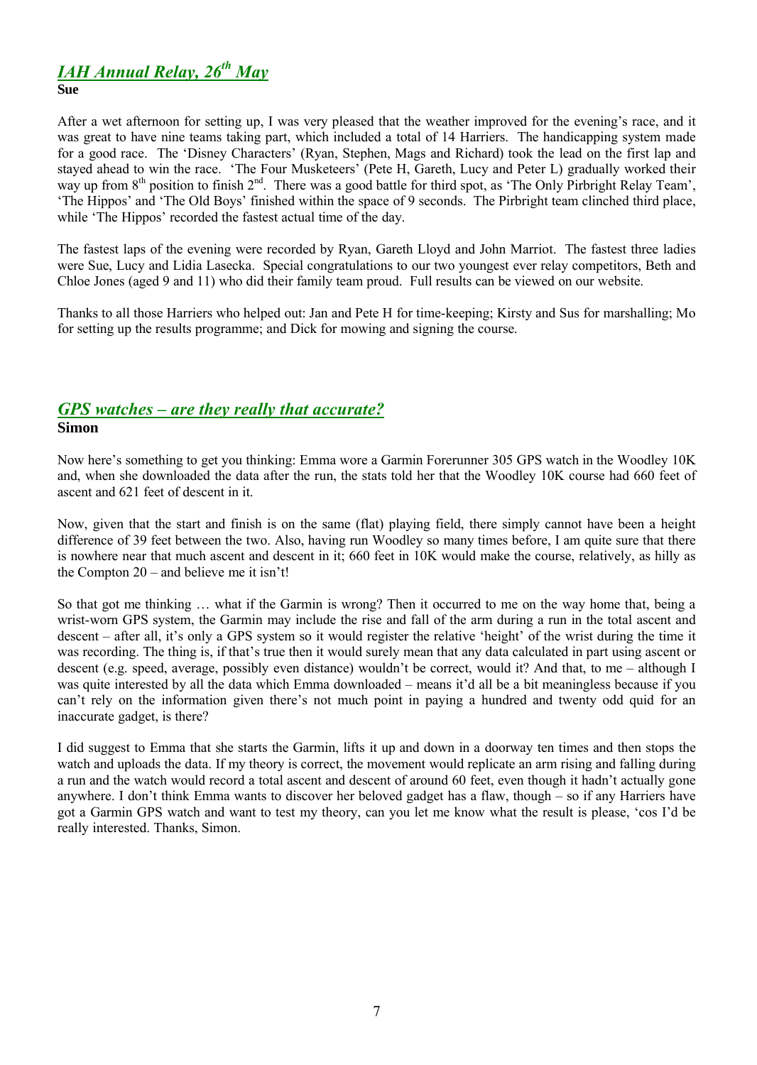## *IAH Annual Relay, 26th May*

**Sue**

After a wet afternoon for setting up, I was very pleased that the weather improved for the evening's race, and it was great to have nine teams taking part, which included a total of 14 Harriers. The handicapping system made for a good race. The 'Disney Characters' (Ryan, Stephen, Mags and Richard) took the lead on the first lap and stayed ahead to win the race. 'The Four Musketeers' (Pete H, Gareth, Lucy and Peter L) gradually worked their way up from 8th position to finish 2nd. There was a good battle for third spot, as 'The Only Pirbright Relay Team', 'The Hippos' and 'The Old Boys' finished within the space of 9 seconds. The Pirbright team clinched third place, while 'The Hippos' recorded the fastest actual time of the day.

The fastest laps of the evening were recorded by Ryan, Gareth Lloyd and John Marriot. The fastest three ladies were Sue, Lucy and Lidia Lasecka. Special congratulations to our two youngest ever relay competitors, Beth and Chloe Jones (aged 9 and 11) who did their family team proud. Full results can be viewed on our website.

Thanks to all those Harriers who helped out: Jan and Pete H for time-keeping; Kirsty and Sus for marshalling; Mo for setting up the results programme; and Dick for mowing and signing the course.

## *GPS watches – are they really that accurate?*

**Simon**

Now here's something to get you thinking: Emma wore a Garmin Forerunner 305 GPS watch in the Woodley 10K and, when she downloaded the data after the run, the stats told her that the Woodley 10K course had 660 feet of ascent and 621 feet of descent in it.

Now, given that the start and finish is on the same (flat) playing field, there simply cannot have been a height difference of 39 feet between the two. Also, having run Woodley so many times before, I am quite sure that there is nowhere near that much ascent and descent in it; 660 feet in 10K would make the course, relatively, as hilly as the Compton 20 – and believe me it isn't!

So that got me thinking … what if the Garmin is wrong? Then it occurred to me on the way home that, being a wrist-worn GPS system, the Garmin may include the rise and fall of the arm during a run in the total ascent and descent – after all, it's only a GPS system so it would register the relative 'height' of the wrist during the time it was recording. The thing is, if that's true then it would surely mean that any data calculated in part using ascent or descent (e.g. speed, average, possibly even distance) wouldn't be correct, would it? And that, to me – although I was quite interested by all the data which Emma downloaded – means it'd all be a bit meaningless because if you can't rely on the information given there's not much point in paying a hundred and twenty odd quid for an inaccurate gadget, is there?

I did suggest to Emma that she starts the Garmin, lifts it up and down in a doorway ten times and then stops the watch and uploads the data. If my theory is correct, the movement would replicate an arm rising and falling during a run and the watch would record a total ascent and descent of around 60 feet, even though it hadn't actually gone anywhere. I don't think Emma wants to discover her beloved gadget has a flaw, though – so if any Harriers have got a Garmin GPS watch and want to test my theory, can you let me know what the result is please, 'cos I'd be really interested. Thanks, Simon.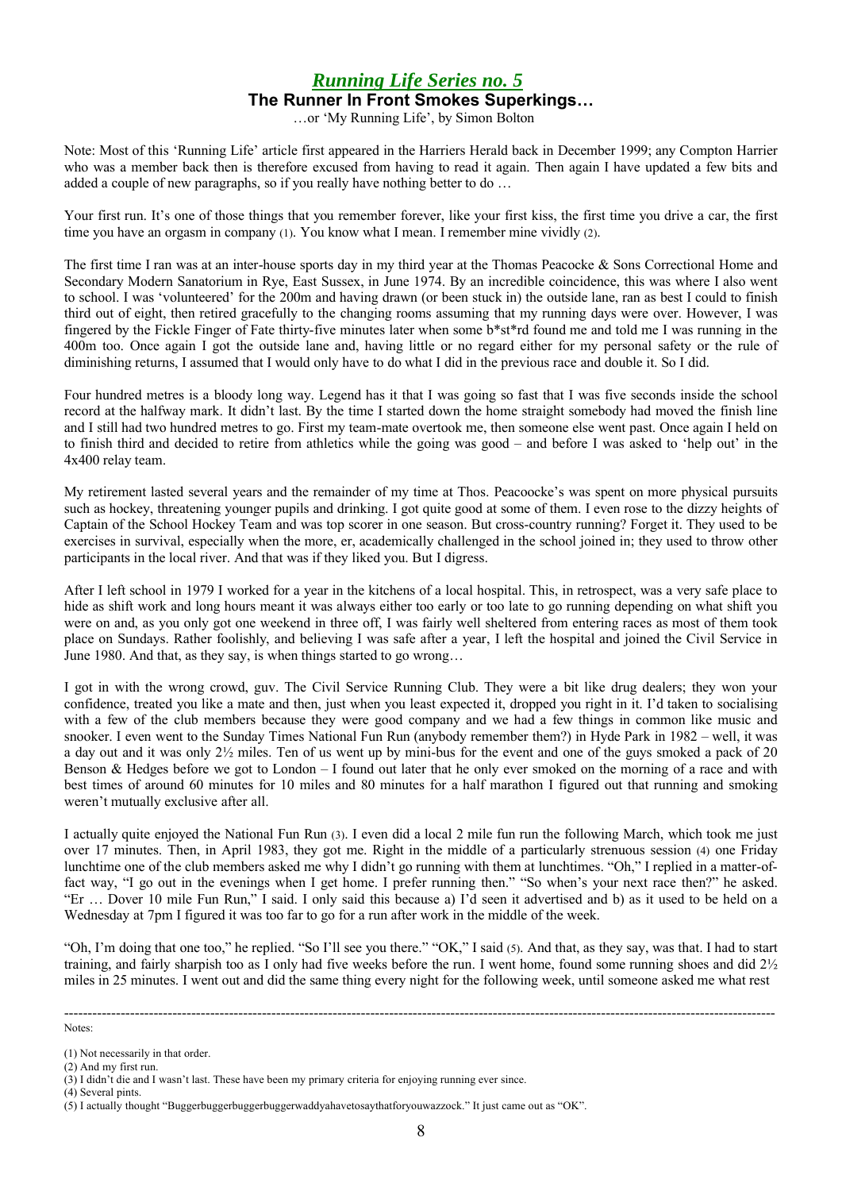## *Running Life Series no. 5*

### The Runner In Front Smokes Superkings…

…or 'My Running Life', by Simon Bolton

Note: Most of this 'Running Life' article first appeared in the Harriers Herald back in December 1999; any Compton Harrier who was a member back then is therefore excused from having to read it again. Then again I have updated a few bits and added a couple of new paragraphs, so if you really have nothing better to do …

Your first run. It's one of those things that you remember forever, like your first kiss, the first time you drive a car, the first time you have an orgasm in company (1). You know what I mean. I remember mine vividly (2).

The first time I ran was at an inter-house sports day in my third year at the Thomas Peacocke & Sons Correctional Home and Secondary Modern Sanatorium in Rye, East Sussex, in June 1974. By an incredible coincidence, this was where I also went to school. I was 'volunteered' for the 200m and having drawn (or been stuck in) the outside lane, ran as best I could to finish third out of eight, then retired gracefully to the changing rooms assuming that my running days were over. However, I was fingered by the Fickle Finger of Fate thirty-five minutes later when some b*st*rd found me and told me I was running in the 400m too. Once again I got the outside lane and, having little or no regard either for my personal safety or the rule of diminishing returns, I assumed that I would only have to do what I did in the previous race and double it. So I did.

Four hundred metres is a bloody long way. Legend has it that I was going so fast that I was five seconds inside the school record at the halfway mark. It didn't last. By the time I started down the home straight somebody had moved the finish line and I still had two hundred metres to go. First my team-mate overtook me, then someone else went past. Once again I held on to finish third and decided to retire from athletics while the going was good – and before I was asked to 'help out' in the 4x400 relay team.

My retirement lasted several years and the remainder of my time at Thos. Peacoocke's was spent on more physical pursuits such as hockey, threatening younger pupils and drinking. I got quite good at some of them. I even rose to the dizzy heights of Captain of the School Hockey Team and was top scorer in one season. But cross-country running? Forget it. They used to be exercises in survival, especially when the more, er, academically challenged in the school joined in; they used to throw other participants in the local river. And that was if they liked you. But I digress.

After I left school in 1979 I worked for a year in the kitchens of a local hospital. This, in retrospect, was a very safe place to hide as shift work and long hours meant it was always either too early or too late to go running depending on what shift you were on and, as you only got one weekend in three off, I was fairly well sheltered from entering races as most of them took place on Sundays. Rather foolishly, and believing I was safe after a year, I left the hospital and joined the Civil Service in June 1980. And that, as they say, is when things started to go wrong…

I got in with the wrong crowd, guv. The Civil Service Running Club. They were a bit like drug dealers; they won your confidence, treated you like a mate and then, just when you least expected it, dropped you right in it. I'd taken to socialising with a few of the club members because they were good company and we had a few things in common like music and snooker. I even went to the Sunday Times National Fun Run (anybody remember them?) in Hyde Park in 1982 – well, it was a day out and it was only 2½ miles. Ten of us went up by mini-bus for the event and one of the guys smoked a pack of 20 Benson & Hedges before we got to London – I found out later that he only ever smoked on the morning of a race and with best times of around 60 minutes for 10 miles and 80 minutes for a half marathon I figured out that running and smoking weren't mutually exclusive after all.

I actually quite enjoyed the National Fun Run (3). I even did a local 2 mile fun run the following March, which took me just over 17 minutes. Then, in April 1983, they got me. Right in the middle of a particularly strenuous session (4) one Friday lunchtime one of the club members asked me why I didn't go running with them at lunchtimes. "Oh," I replied in a matter-of-fact way, "I go out in the evenings when I get home. I prefer running then." "So when's your next race then?" he asked. "Er … Dover 10 mile Fun Run," I said. I only said this because a) I'd seen it advertised and b) as it used to be held on a Wednesday at 7pm I figured it was too far to go for a run after work in the middle of the week.

"Oh, I'm doing that one too," he replied. "So I'll see you there." "OK," I said (5). And that, as they say, was that. I had to start training, and fairly sharpish too as I only had five weeks before the run. I went home, found some running shoes and did 2½ miles in 25 minutes. I went out and did the same thing every night for the following week, until someone asked me what rest

---

Notes:

(1) Not necessarily in that order.
(2) And my first run.
(3) I didn't die and I wasn't last. These have been my primary criteria for enjoying running ever since.
(4) Several pints.
(5) I actually thought "Buggerbuggerbuggerbuggerwaddyahavetosaythatforyouwazzock." It just came out as "OK".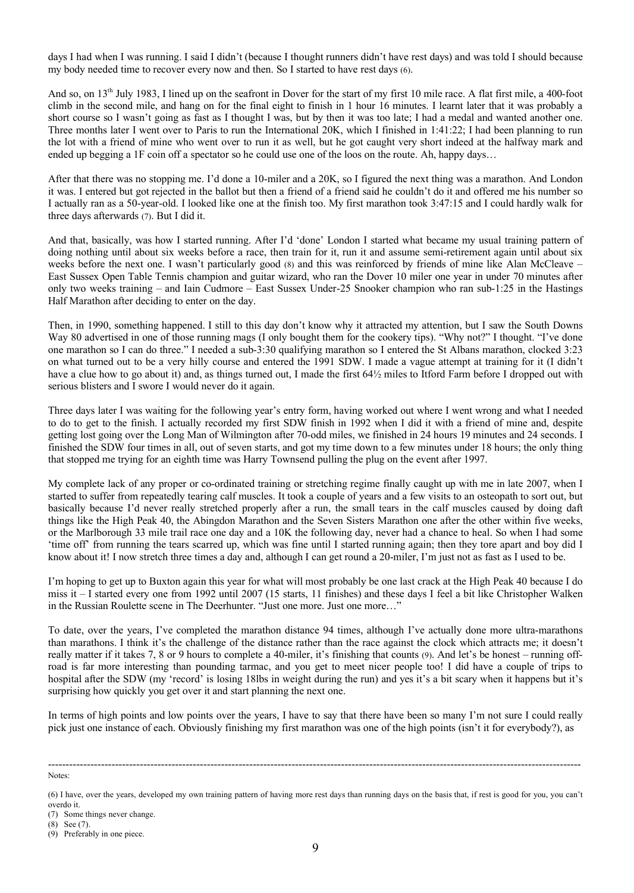days I had when I was running. I said I didn't (because I thought runners didn't have rest days) and was told I should because my body needed time to recover every now and then. So I started to have rest days (6).

And so, on 13th July 1983, I lined up on the seafront in Dover for the start of my first 10 mile race. A flat first mile, a 400-foot climb in the second mile, and hang on for the final eight to finish in 1 hour 16 minutes. I learnt later that it was probably a short course so I wasn't going as fast as I thought I was, but by then it was too late; I had a medal and wanted another one. Three months later I went over to Paris to run the International 20K, which I finished in 1:41:22; I had been planning to run the lot with a friend of mine who went over to run it as well, but he got caught very short indeed at the halfway mark and ended up begging a 1F coin off a spectator so he could use one of the loos on the route. Ah, happy days…

After that there was no stopping me. I'd done a 10-miler and a 20K, so I figured the next thing was a marathon. And London it was. I entered but got rejected in the ballot but then a friend of a friend said he couldn't do it and offered me his number so I actually ran as a 50-year-old. I looked like one at the finish too. My first marathon took 3:47:15 and I could hardly walk for three days afterwards (7). But I did it.

And that, basically, was how I started running. After I'd 'done' London I started what became my usual training pattern of doing nothing until about six weeks before a race, then train for it, run it and assume semi-retirement again until about six weeks before the next one. I wasn't particularly good (8) and this was reinforced by friends of mine like Alan McCleave – East Sussex Open Table Tennis champion and guitar wizard, who ran the Dover 10 miler one year in under 70 minutes after only two weeks training – and Iain Cudmore – East Sussex Under-25 Snooker champion who ran sub-1:25 in the Hastings Half Marathon after deciding to enter on the day.

Then, in 1990, something happened. I still to this day don't know why it attracted my attention, but I saw the South Downs Way 80 advertised in one of those running mags (I only bought them for the cookery tips). "Why not?" I thought. "I've done one marathon so I can do three." I needed a sub-3:30 qualifying marathon so I entered the St Albans marathon, clocked 3:23 on what turned out to be a very hilly course and entered the 1991 SDW. I made a vague attempt at training for it (I didn't have a clue how to go about it) and, as things turned out, I made the first 64½ miles to Itford Farm before I dropped out with serious blisters and I swore I would never do it again.

Three days later I was waiting for the following year's entry form, having worked out where I went wrong and what I needed to do to get to the finish. I actually recorded my first SDW finish in 1992 when I did it with a friend of mine and, despite getting lost going over the Long Man of Wilmington after 70-odd miles, we finished in 24 hours 19 minutes and 24 seconds. I finished the SDW four times in all, out of seven starts, and got my time down to a few minutes under 18 hours; the only thing that stopped me trying for an eighth time was Harry Townsend pulling the plug on the event after 1997.

My complete lack of any proper or co-ordinated training or stretching regime finally caught up with me in late 2007, when I started to suffer from repeatedly tearing calf muscles. It took a couple of years and a few visits to an osteopath to sort out, but basically because I'd never really stretched properly after a run, the small tears in the calf muscles caused by doing daft things like the High Peak 40, the Abingdon Marathon and the Seven Sisters Marathon one after the other within five weeks, or the Marlborough 33 mile trail race one day and a 10K the following day, never had a chance to heal. So when I had some 'time off' from running the tears scarred up, which was fine until I started running again; then they tore apart and boy did I know about it! I now stretch three times a day and, although I can get round a 20-miler, I'm just not as fast as I used to be.

I'm hoping to get up to Buxton again this year for what will most probably be one last crack at the High Peak 40 because I do miss it – I started every one from 1992 until 2007 (15 starts, 11 finishes) and these days I feel a bit like Christopher Walken in the Russian Roulette scene in The Deerhunter. "Just one more. Just one more…"

To date, over the years, I've completed the marathon distance 94 times, although I've actually done more ultra-marathons than marathons. I think it's the challenge of the distance rather than the race against the clock which attracts me; it doesn't really matter if it takes 7, 8 or 9 hours to complete a 40-miler, it's finishing that counts (9). And let's be honest – running off-road is far more interesting than pounding tarmac, and you get to meet nicer people too! I did have a couple of trips to hospital after the SDW (my 'record' is losing 18lbs in weight during the run) and yes it's a bit scary when it happens but it's surprising how quickly you get over it and start planning the next one.

In terms of high points and low points over the years, I have to say that there have been so many I'm not sure I could really pick just one instance of each. Obviously finishing my first marathon was one of the high points (isn't it for everybody?), as

---

Notes:

(6) I have, over the years, developed my own training pattern of having more rest days than running days on the basis that, if rest is good for you, you can't overdo it.

(7) Some things never change.

(8) See (7).

(9) Preferably in one piece.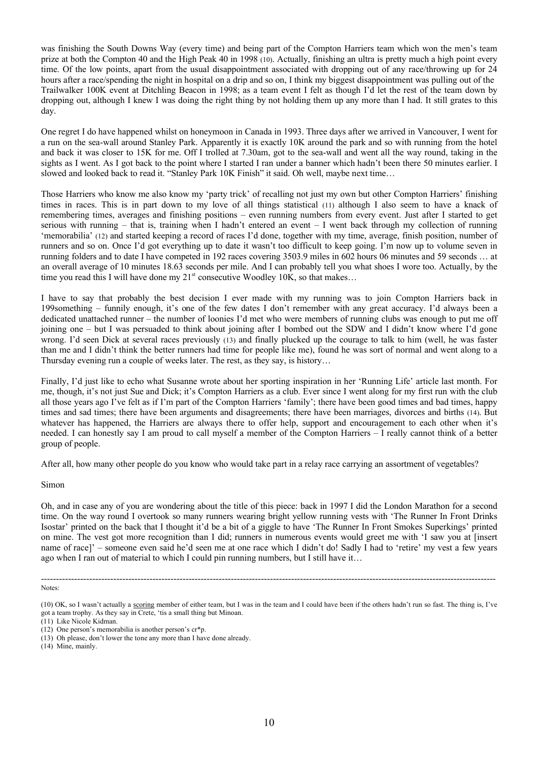was finishing the South Downs Way (every time) and being part of the Compton Harriers team which won the men's team prize at both the Compton 40 and the High Peak 40 in 1998 (10). Actually, finishing an ultra is pretty much a high point every time. Of the low points, apart from the usual disappointment associated with dropping out of any race/throwing up for 24 hours after a race/spending the night in hospital on a drip and so on, I think my biggest disappointment was pulling out of the Trailwalker 100K event at Ditchling Beacon in 1998; as a team event I felt as though I'd let the rest of the team down by dropping out, although I knew I was doing the right thing by not holding them up any more than I had. It still grates to this day.

One regret I do have happened whilst on honeymoon in Canada in 1993. Three days after we arrived in Vancouver, I went for a run on the sea-wall around Stanley Park. Apparently it is exactly 10K around the park and so with running from the hotel and back it was closer to 15K for me. Off I trolled at 7.30am, got to the sea-wall and went all the way round, taking in the sights as I went. As I got back to the point where I started I ran under a banner which hadn't been there 50 minutes earlier. I slowed and looked back to read it. "Stanley Park 10K Finish" it said. Oh well, maybe next time…

Those Harriers who know me also know my 'party trick' of recalling not just my own but other Compton Harriers' finishing times in races. This is in part down to my love of all things statistical (11) although I also seem to have a knack of remembering times, averages and finishing positions – even running numbers from every event. Just after I started to get serious with running – that is, training when I hadn't entered an event – I went back through my collection of running 'memorabilia' (12) and started keeping a record of races I'd done, together with my time, average, finish position, number of runners and so on. Once I'd got everything up to date it wasn't too difficult to keep going. I'm now up to volume seven in running folders and to date I have competed in 192 races covering 3503.9 miles in 602 hours 06 minutes and 59 seconds … at an overall average of 10 minutes 18.63 seconds per mile. And I can probably tell you what shoes I wore too. Actually, by the time you read this I will have done my 21st consecutive Woodley 10K, so that makes…

I have to say that probably the best decision I ever made with my running was to join Compton Harriers back in 199something – funnily enough, it's one of the few dates I don't remember with any great accuracy. I'd always been a dedicated unattached runner – the number of loonies I'd met who were members of running clubs was enough to put me off joining one – but I was persuaded to think about joining after I bombed out the SDW and I didn't know where I'd gone wrong. I'd seen Dick at several races previously (13) and finally plucked up the courage to talk to him (well, he was faster than me and I didn't think the better runners had time for people like me), found he was sort of normal and went along to a Thursday evening run a couple of weeks later. The rest, as they say, is history…

Finally, I'd just like to echo what Susanne wrote about her sporting inspiration in her 'Running Life' article last month. For me, though, it's not just Sue and Dick; it's Compton Harriers as a club. Ever since I went along for my first run with the club all those years ago I've felt as if I'm part of the Compton Harriers 'family'; there have been good times and bad times, happy times and sad times; there have been arguments and disagreements; there have been marriages, divorces and births (14). But whatever has happened, the Harriers are always there to offer help, support and encouragement to each other when it's needed. I can honestly say I am proud to call myself a member of the Compton Harriers – I really cannot think of a better group of people.

After all, how many other people do you know who would take part in a relay race carrying an assortment of vegetables?

Simon

Oh, and in case any of you are wondering about the title of this piece: back in 1997 I did the London Marathon for a second time. On the way round I overtook so many runners wearing bright yellow running vests with 'The Runner In Front Drinks Isostar' printed on the back that I thought it'd be a bit of a giggle to have 'The Runner In Front Smokes Superkings' printed on mine. The vest got more recognition than I did; runners in numerous events would greet me with 'I saw you at [insert name of race]' – someone even said he'd seen me at one race which I didn't do! Sadly I had to 'retire' my vest a few years ago when I ran out of material to which I could pin running numbers, but I still have it…

---

Notes:

(10) OK, so I wasn't actually a <u>scoring</u> member of either team, but I was in the team and I could have been if the others hadn't run so fast. The thing is, I've got a team trophy. As they say in Crete, 'tis a small thing but Minoan.

(11) Like Nicole Kidman.

(12) One person's memorabilia is another person's cr*p.

(13) Oh please, don't lower the tone any more than I have done already.

(14) Mine, mainly.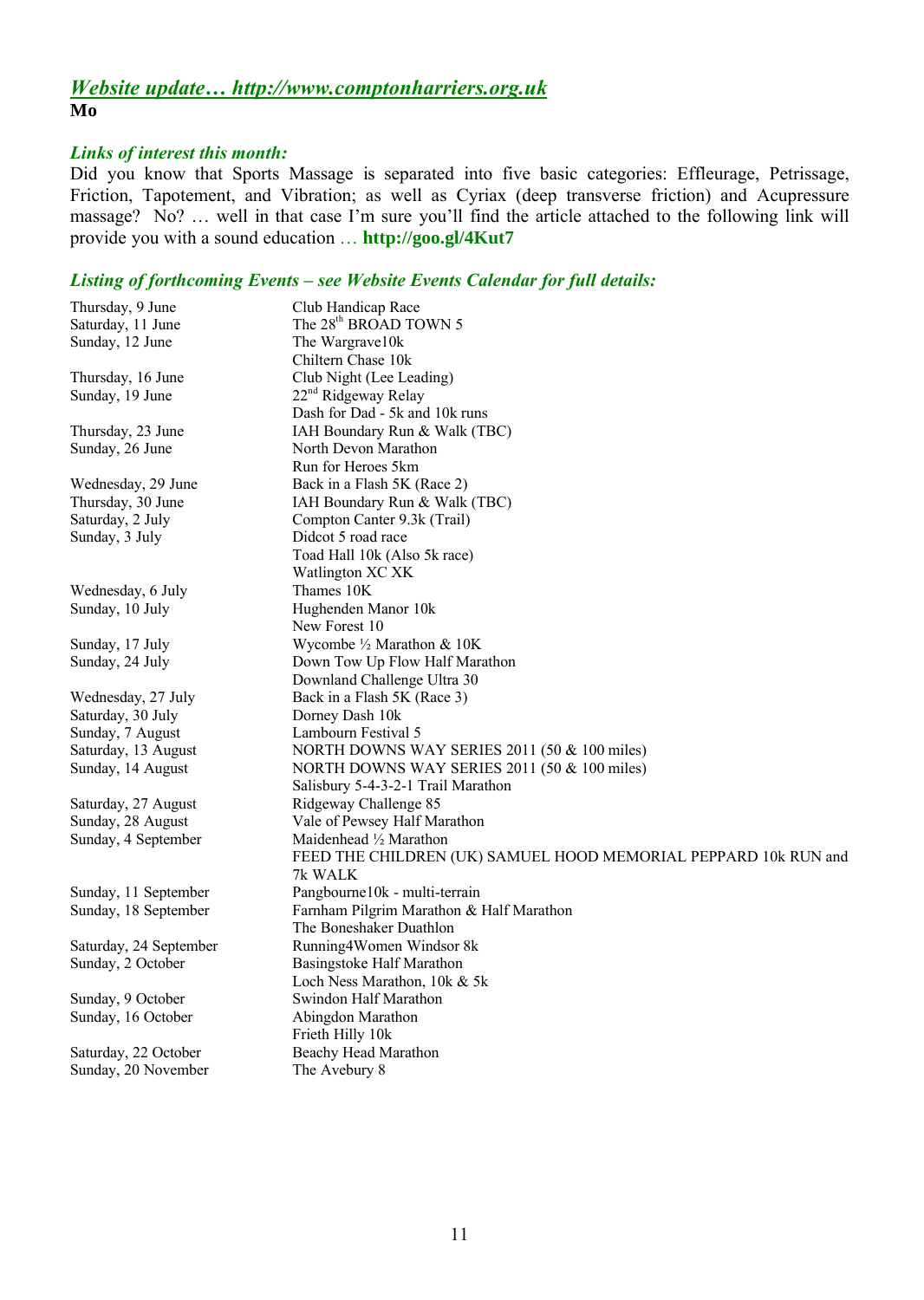## *Website update… http://www.comptonharriers.org.uk*

**Mo**

### *Links of interest this month:*

Did you know that Sports Massage is separated into five basic categories: Effleurage, Petrissage, Friction, Tapotement, and Vibration; as well as Cyriax (deep transverse friction) and Acupressure massage? No? … well in that case I'm sure you'll find the article attached to the following link will provide you with a sound education … **http://goo.gl/4Kut7**

### *Listing of forthcoming Events – see Website Events Calendar for full details:*

| | |
|---|---|
| Thursday, 9 June | Club Handicap Race |
| Saturday, 11 June | The 28th BROAD TOWN 5 |
| Sunday, 12 June | The Wargrave10k |
| | Chiltern Chase 10k |
| Thursday, 16 June | Club Night (Lee Leading) |
| Sunday, 19 June | 22nd Ridgeway Relay |
| | Dash for Dad - 5k and 10k runs |
| Thursday, 23 June | IAH Boundary Run & Walk (TBC) |
| Sunday, 26 June | North Devon Marathon |
| | Run for Heroes 5km |
| Wednesday, 29 June | Back in a Flash 5K (Race 2) |
| Thursday, 30 June | IAH Boundary Run & Walk (TBC) |
| Saturday, 2 July | Compton Canter 9.3k (Trail) |
| Sunday, 3 July | Didcot 5 road race |
| | Toad Hall 10k (Also 5k race) |
| | Watlington XC XK |
| Wednesday, 6 July | Thames 10K |
| Sunday, 10 July | Hughenden Manor 10k |
| | New Forest 10 |
| Sunday, 17 July | Wycombe ½ Marathon & 10K |
| Sunday, 24 July | Down Tow Up Flow Half Marathon |
| | Downland Challenge Ultra 30 |
| Wednesday, 27 July | Back in a Flash 5K (Race 3) |
| Saturday, 30 July | Dorney Dash 10k |
| Sunday, 7 August | Lambourn Festival 5 |
| Saturday, 13 August | NORTH DOWNS WAY SERIES 2011 (50 & 100 miles) |
| Sunday, 14 August | NORTH DOWNS WAY SERIES 2011 (50 & 100 miles) |
| | Salisbury 5-4-3-2-1 Trail Marathon |
| Saturday, 27 August | Ridgeway Challenge 85 |
| Sunday, 28 August | Vale of Pewsey Half Marathon |
| Sunday, 4 September | Maidenhead ½ Marathon |
| | FEED THE CHILDREN (UK) SAMUEL HOOD MEMORIAL PEPPARD 10k RUN and 7k WALK |
| Sunday, 11 September | Pangbourne10k - multi-terrain |
| Sunday, 18 September | Farnham Pilgrim Marathon & Half Marathon |
| | The Boneshaker Duathlon |
| Saturday, 24 September | Running4Women Windsor 8k |
| Sunday, 2 October | Basingstoke Half Marathon |
| | Loch Ness Marathon, 10k & 5k |
| Sunday, 9 October | Swindon Half Marathon |
| Sunday, 16 October | Abingdon Marathon |
| | Frieth Hilly 10k |
| Saturday, 22 October | Beachy Head Marathon |
| Sunday, 20 November | The Avebury 8 |